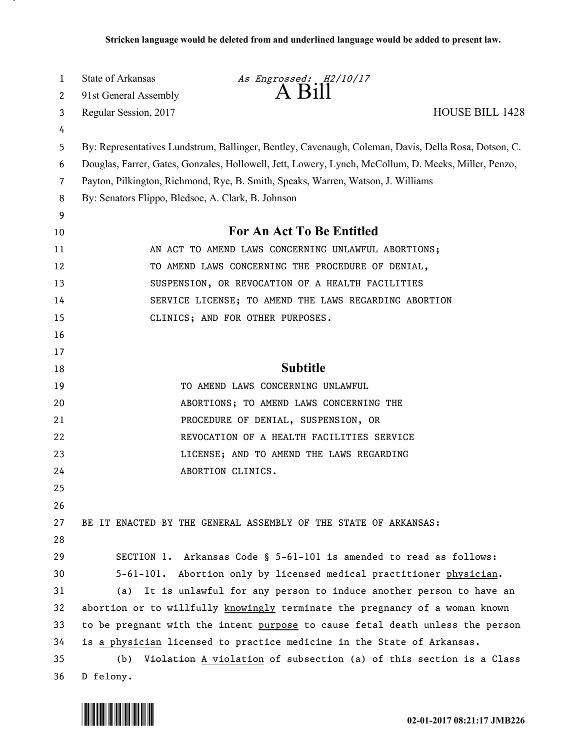Stricken language would be deleted from and underlined language would be added to present law.

State of Arkansas *As Engrossed: H2/10/17*
91st General Assembly **A Bill**
Regular Session, 2017 HOUSE BILL 1428

By: Representatives Lundstrum, Ballinger, Bentley, Cavenaugh, Coleman, Davis, Della Rosa, Dotson, C. Douglas, Farrer, Gates, Gonzales, Hollowell, Jett, Lowery, Lynch, McCollum, D. Meeks, Miller, Penzo, Payton, Pilkington, Richmond, Rye, B. Smith, Speaks, Warren, Watson, J. Williams
By: Senators Flippo, Bledsoe, A. Clark, B. Johnson

## For An Act To Be Entitled

AN ACT TO AMEND LAWS CONCERNING UNLAWFUL ABORTIONS; TO AMEND LAWS CONCERNING THE PROCEDURE OF DENIAL, SUSPENSION, OR REVOCATION OF A HEALTH FACILITIES SERVICE LICENSE; TO AMEND THE LAWS REGARDING ABORTION CLINICS; AND FOR OTHER PURPOSES.

## Subtitle

TO AMEND LAWS CONCERNING UNLAWFUL ABORTIONS; TO AMEND LAWS CONCERNING THE PROCEDURE OF DENIAL, SUSPENSION, OR REVOCATION OF A HEALTH FACILITIES SERVICE LICENSE; AND TO AMEND THE LAWS REGARDING ABORTION CLINICS.

BE IT ENACTED BY THE GENERAL ASSEMBLY OF THE STATE OF ARKANSAS:

SECTION 1. Arkansas Code § 5-61-101 is amended to read as follows:

5-61-101. Abortion only by licensed ~~medical practitioner~~ <u>physician</u>.

(a) It is unlawful for any person to induce another person to have an abortion or to ~~willfully~~ <u>knowingly</u> terminate the pregnancy of a woman known to be pregnant with the ~~intent~~ <u>purpose</u> to cause fetal death unless the person is <u>a physician</u> licensed to practice medicine in the State of Arkansas.

(b) ~~Violation~~ <u>A violation</u> of subsection (a) of this section is a Class D felony.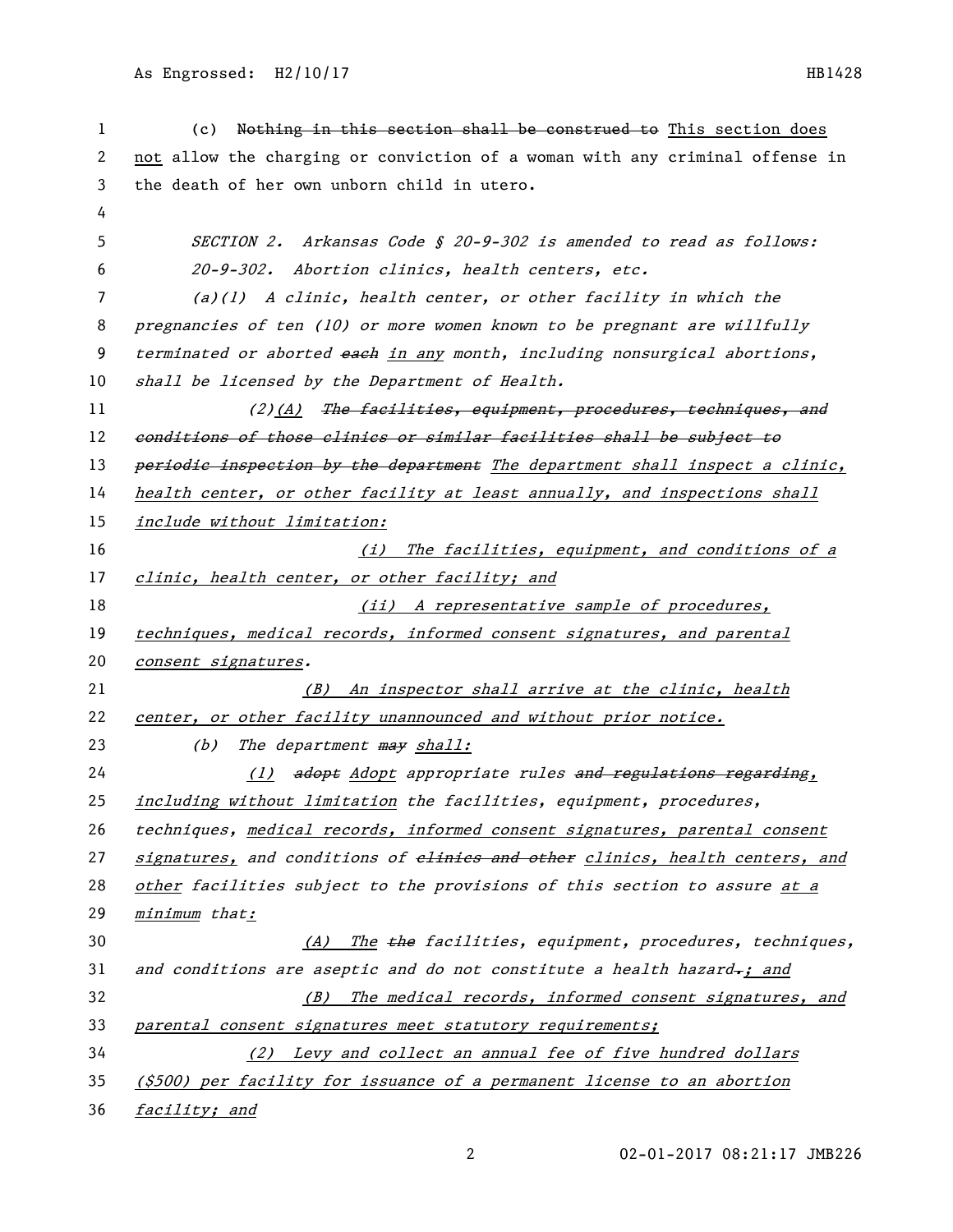(c) ~~Nothing in this section shall be construed to~~ This section does not allow the charging or conviction of a woman with any criminal offense in the death of her own unborn child in utero.

*SECTION 2. Arkansas Code § 20-9-302 is amended to read as follows:*

*20-9-302. Abortion clinics, health centers, etc.*

*(a)(1) A clinic, health center, or other facility in which the pregnancies of ten (10) or more women known to be pregnant are willfully terminated or aborted ~~each~~ in any month, including nonsurgical abortions, shall be licensed by the Department of Health.*

*(2)(A) ~~The facilities, equipment, procedures, techniques, and conditions of those clinics or similar facilities shall be subject to periodic inspection by the department~~ The department shall inspect a clinic, health center, or other facility at least annually, and inspections shall include without limitation:*

*(i) The facilities, equipment, and conditions of a clinic, health center, or other facility; and*

*(ii) A representative sample of procedures, techniques, medical records, informed consent signatures, and parental consent signatures.*

*(B) An inspector shall arrive at the clinic, health center, or other facility unannounced and without prior notice.*

*(b) The department ~~may~~ shall:*

*(1) ~~adopt~~ Adopt appropriate rules ~~and regulations regarding~~, including without limitation the facilities, equipment, procedures, techniques, medical records, informed consent signatures, parental consent signatures, and conditions of ~~clinics and other~~ clinics, health centers, and other facilities subject to the provisions of this section to assure at a minimum that:*

*(A) The ~~the~~ facilities, equipment, procedures, techniques, and conditions are aseptic and do not constitute a health hazard~~.~~; and*

*(B) The medical records, informed consent signatures, and parental consent signatures meet statutory requirements;*

*(2) Levy and collect an annual fee of five hundred dollars ($500) per facility for issuance of a permanent license to an abortion facility; and*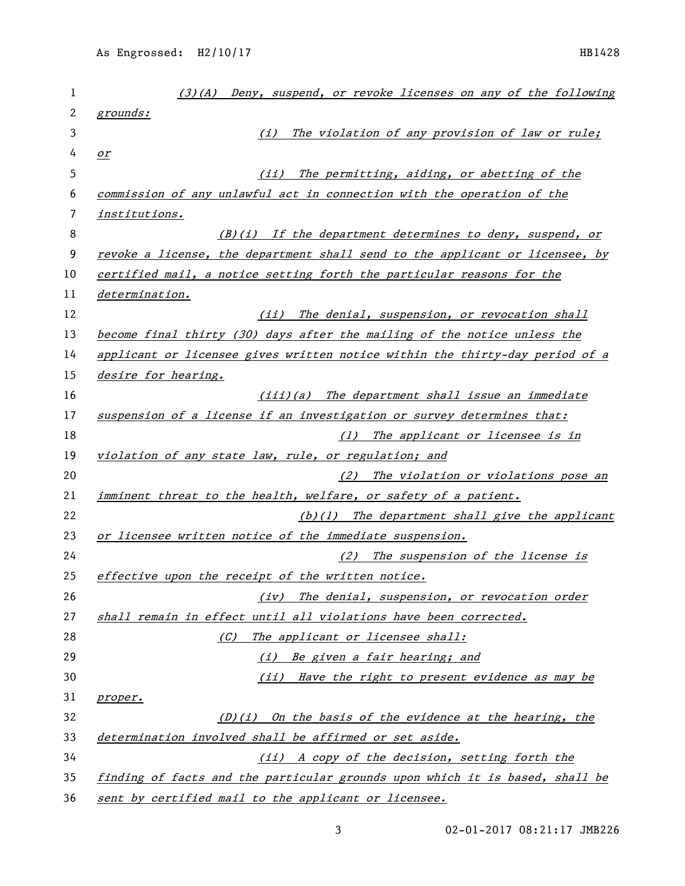*(3)(A) Deny, suspend, or revoke licenses on any of the following grounds:*

*(i) The violation of any provision of law or rule; or*

*(ii) The permitting, aiding, or abetting of the commission of any unlawful act in connection with the operation of the institutions.*

*(B)(i) If the department determines to deny, suspend, or revoke a license, the department shall send to the applicant or licensee, by certified mail, a notice setting forth the particular reasons for the determination.*

*(ii) The denial, suspension, or revocation shall become final thirty (30) days after the mailing of the notice unless the applicant or licensee gives written notice within the thirty-day period of a desire for hearing.*

*(iii)(a) The department shall issue an immediate suspension of a license if an investigation or survey determines that:*

*(1) The applicant or licensee is in violation of any state law, rule, or regulation; and*

*(2) The violation or violations pose an imminent threat to the health, welfare, or safety of a patient.*

*(b)(1) The department shall give the applicant or licensee written notice of the immediate suspension.*

*(2) The suspension of the license is effective upon the receipt of the written notice.*

*(iv) The denial, suspension, or revocation order shall remain in effect until all violations have been corrected.*

*(C) The applicant or licensee shall:*

*(i) Be given a fair hearing; and*

*(ii) Have the right to present evidence as may be proper.*

*(D)(i) On the basis of the evidence at the hearing, the determination involved shall be affirmed or set aside.*

*(ii) A copy of the decision, setting forth the finding of facts and the particular grounds upon which it is based, shall be sent by certified mail to the applicant or licensee.*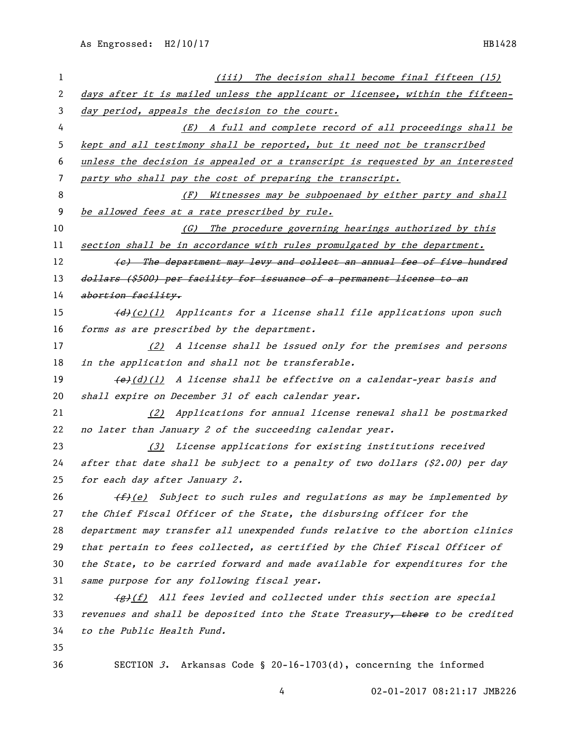(iii) The decision shall become final fifteen (15) days after it is mailed unless the applicant or licensee, within the fifteen-day period, appeals the decision to the court.

(E) A full and complete record of all proceedings shall be kept and all testimony shall be reported, but it need not be transcribed unless the decision is appealed or a transcript is requested by an interested party who shall pay the cost of preparing the transcript.

(F) Witnesses may be subpoenaed by either party and shall be allowed fees at a rate prescribed by rule.

(G) The procedure governing hearings authorized by this section shall be in accordance with rules promulgated by the department.

~~(c) The department may levy and collect an annual fee of five hundred dollars ($500) per facility for issuance of a permanent license to an abortion facility.~~

~~(d)~~(c)(1) Applicants for a license shall file applications upon such forms as are prescribed by the department.

(2) A license shall be issued only for the premises and persons in the application and shall not be transferable.

~~(e)~~(d)(1) A license shall be effective on a calendar-year basis and shall expire on December 31 of each calendar year.

(2) Applications for annual license renewal shall be postmarked no later than January 2 of the succeeding calendar year.

(3) License applications for existing institutions received after that date shall be subject to a penalty of two dollars ($2.00) per day for each day after January 2.

~~(f)~~(e) Subject to such rules and regulations as may be implemented by the Chief Fiscal Officer of the State, the disbursing officer for the department may transfer all unexpended funds relative to the abortion clinics that pertain to fees collected, as certified by the Chief Fiscal Officer of the State, to be carried forward and made available for expenditures for the same purpose for any following fiscal year.

~~(g)~~(f) All fees levied and collected under this section are special revenues and shall be deposited into the State Treasury~~, there~~ to be credited to the Public Health Fund.

SECTION 3. Arkansas Code § 20-16-1703(d), concerning the informed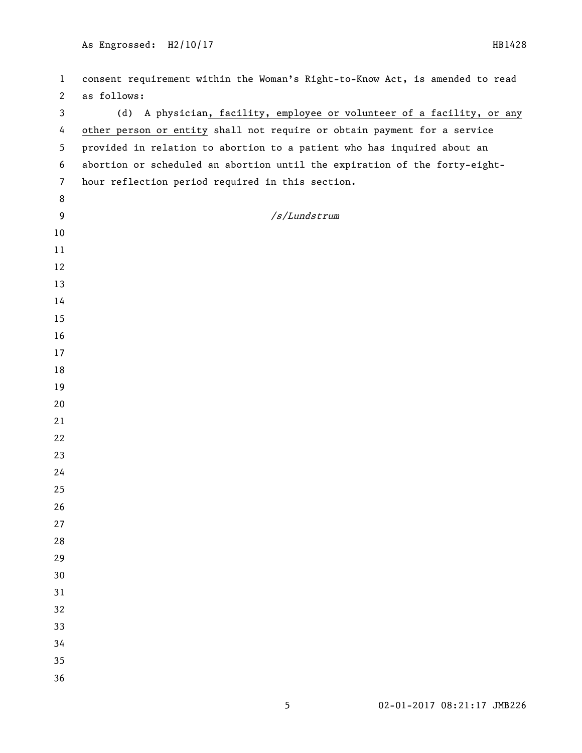consent requirement within the Woman's Right-to-Know Act, is amended to read as follows:

(d) A physician, facility, employee or volunteer of a facility, or any other person or entity shall not require or obtain payment for a service provided in relation to abortion to a patient who has inquired about an abortion or scheduled an abortion until the expiration of the forty-eight-hour reflection period required in this section.

*/s/Lundstrum*